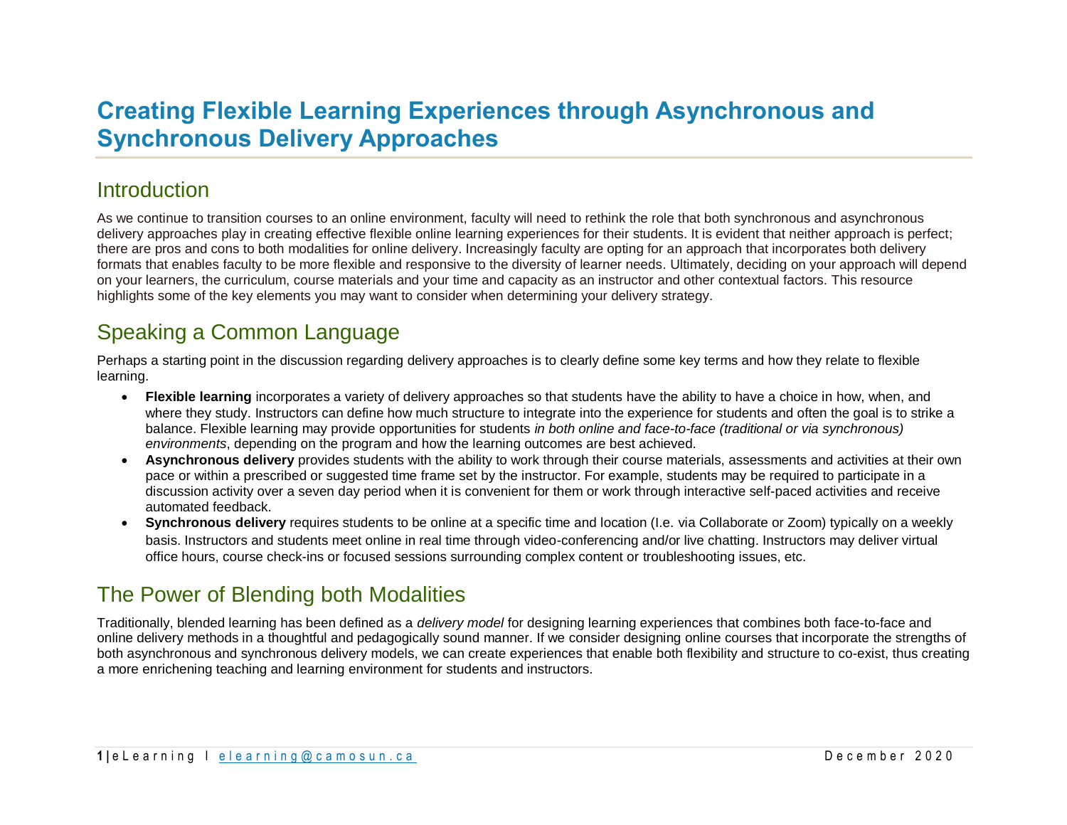# Creating Flexible Learning Experiences through Asynchronous and Synchronous Delivery Approaches

## Introduction

As we continue to transition courses to an online environment, faculty will need to rethink the role that both synchronous and asynchronous delivery approaches play in creating effective flexible online learning experiences for their students. It is evident that neither approach is perfect; there are pros and cons to both modalities for online delivery. Increasingly faculty are opting for an approach that incorporates both delivery formats that enables faculty to be more flexible and responsive to the diversity of learner needs. Ultimately, deciding on your approach will depend on your learners, the curriculum, course materials and your time and capacity as an instructor and other contextual factors. This resource highlights some of the key elements you may want to consider when determining your delivery strategy.

## Speaking a Common Language

Perhaps a starting point in the discussion regarding delivery approaches is to clearly define some key terms and how they relate to flexible learning.

- **Flexible learning** incorporates a variety of delivery approaches so that students have the ability to have a choice in how, when, and where they study. Instructors can define how much structure to integrate into the experience for students and often the goal is to strike a balance. Flexible learning may provide opportunities for students *in both online and face-to-face (traditional or via synchronous) environments*, depending on the program and how the learning outcomes are best achieved.
- **Asynchronous delivery** provides students with the ability to work through their course materials, assessments and activities at their own pace or within a prescribed or suggested time frame set by the instructor. For example, students may be required to participate in a discussion activity over a seven day period when it is convenient for them or work through interactive self-paced activities and receive automated feedback.
- **Synchronous delivery** requires students to be online at a specific time and location (I.e. via Collaborate or Zoom) typically on a weekly basis. Instructors and students meet online in real time through video-conferencing and/or live chatting. Instructors may deliver virtual office hours, course check-ins or focused sessions surrounding complex content or troubleshooting issues, etc.

## The Power of Blending both Modalities

Traditionally, blended learning has been defined as a *delivery model* for designing learning experiences that combines both face-to-face and online delivery methods in a thoughtful and pedagogically sound manner. If we consider designing online courses that incorporate the strengths of both asynchronous and synchronous delivery models, we can create experiences that enable both flexibility and structure to co-exist, thus creating a more enrichening teaching and learning environment for students and instructors.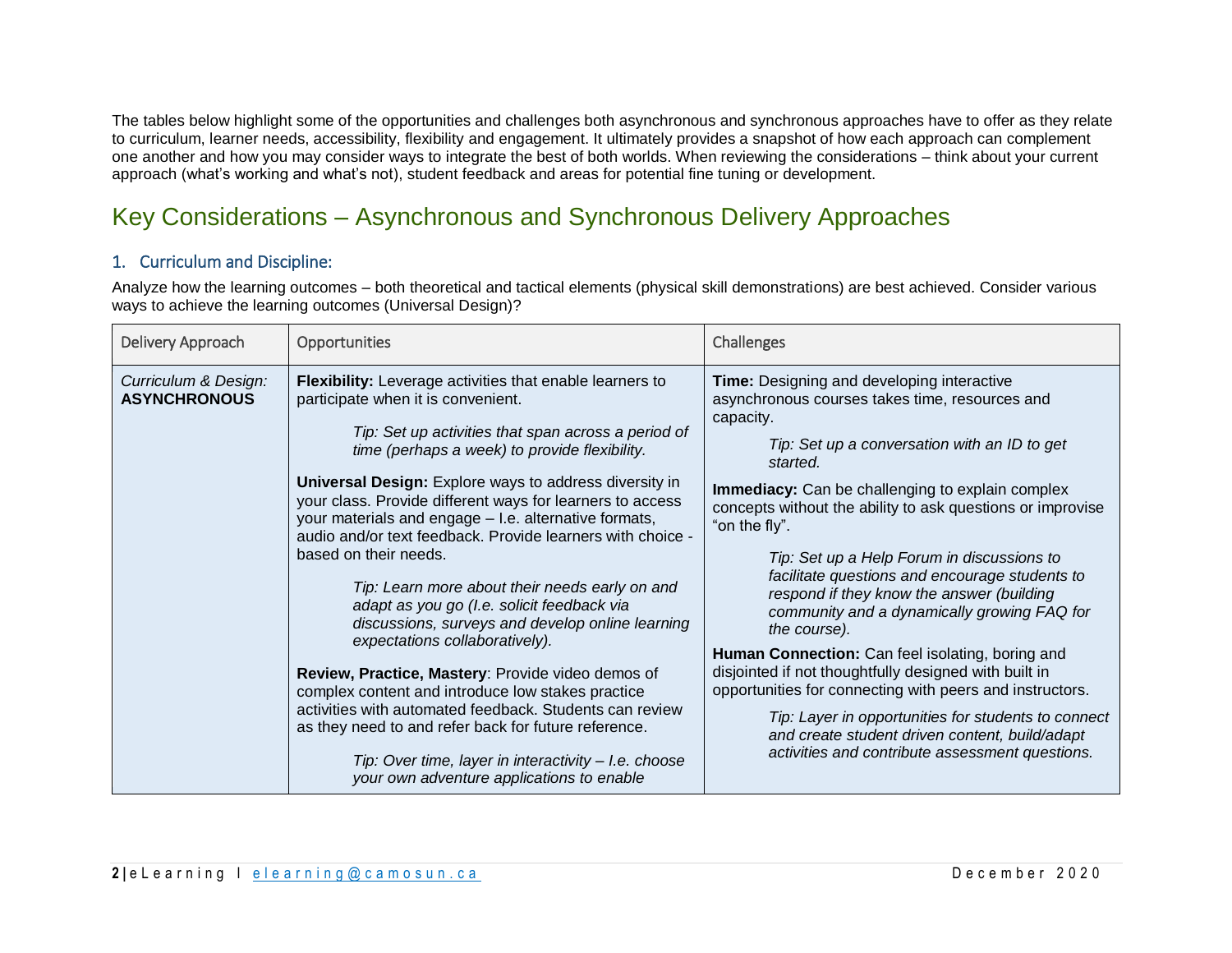The tables below highlight some of the opportunities and challenges both asynchronous and synchronous approaches have to offer as they relate to curriculum, learner needs, accessibility, flexibility and engagement. It ultimately provides a snapshot of how each approach can complement one another and how you may consider ways to integrate the best of both worlds. When reviewing the considerations – think about your current approach (what's working and what's not), student feedback and areas for potential fine tuning or development.

# Key Considerations – Asynchronous and Synchronous Delivery Approaches

## 1. Curriculum and Discipline:

Analyze how the learning outcomes – both theoretical and tactical elements (physical skill demonstrations) are best achieved. Consider various ways to achieve the learning outcomes (Universal Design)?

| Delivery Approach | Opportunities | Challenges |
| --- | --- | --- |
| *Curriculum & Design:* **ASYNCHRONOUS** | **Flexibility:** Leverage activities that enable learners to participate when it is convenient.<br><br>*Tip: Set up activities that span across a period of time (perhaps a week) to provide flexibility.*<br><br>**Universal Design:** Explore ways to address diversity in your class. Provide different ways for learners to access your materials and engage – I.e. alternative formats, audio and/or text feedback. Provide learners with choice - based on their needs.<br><br>*Tip: Learn more about their needs early on and adapt as you go (I.e. solicit feedback via discussions, surveys and develop online learning expectations collaboratively).*<br><br>**Review, Practice, Mastery**: Provide video demos of complex content and introduce low stakes practice activities with automated feedback. Students can review as they need to and refer back for future reference.<br><br>*Tip: Over time, layer in interactivity – I.e. choose your own adventure applications to enable* | **Time:** Designing and developing interactive asynchronous courses takes time, resources and capacity.<br><br>*Tip: Set up a conversation with an ID to get started.*<br><br>**Immediacy:** Can be challenging to explain complex concepts without the ability to ask questions or improvise "on the fly".<br><br>*Tip: Set up a Help Forum in discussions to facilitate questions and encourage students to respond if they know the answer (building community and a dynamically growing FAQ for the course).*<br><br>**Human Connection:** Can feel isolating, boring and disjointed if not thoughtfully designed with built in opportunities for connecting with peers and instructors.<br><br>*Tip: Layer in opportunities for students to connect and create student driven content, build/adapt activities and contribute assessment questions.* |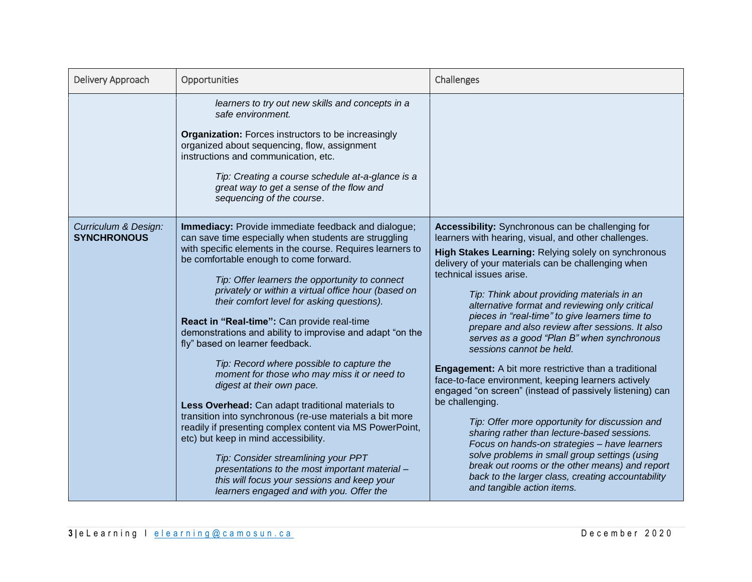| Delivery Approach | Opportunities | Challenges |
| --- | --- | --- |
| | *learners to try out new skills and concepts in a safe environment.*<br><br>**Organization:** Forces instructors to be increasingly organized about sequencing, flow, assignment instructions and communication, etc.<br><br>*Tip: Creating a course schedule at-a-glance is a great way to get a sense of the flow and sequencing of the course*. | |
| *Curriculum & Design:* **SYNCHRONOUS** | **Immediacy:** Provide immediate feedback and dialogue; can save time especially when students are struggling with specific elements in the course. Requires learners to be comfortable enough to come forward.<br><br>*Tip: Offer learners the opportunity to connect privately or within a virtual office hour (based on their comfort level for asking questions).*<br><br>**React in "Real-time":** Can provide real-time demonstrations and ability to improvise and adapt "on the fly" based on learner feedback.<br><br>*Tip: Record where possible to capture the moment for those who may miss it or need to digest at their own pace.*<br><br>**Less Overhead:** Can adapt traditional materials to transition into synchronous (re-use materials a bit more readily if presenting complex content via MS PowerPoint, etc) but keep in mind accessibility.<br><br>*Tip: Consider streamlining your PPT presentations to the most important material – this will focus your sessions and keep your learners engaged and with you. Offer the* | **Accessibility:** Synchronous can be challenging for learners with hearing, visual, and other challenges.<br><br>**High Stakes Learning:** Relying solely on synchronous delivery of your materials can be challenging when technical issues arise.<br><br>*Tip: Think about providing materials in an alternative format and reviewing only critical pieces in "real-time" to give learners time to prepare and also review after sessions. It also serves as a good "Plan B" when synchronous sessions cannot be held.*<br><br>**Engagement:** A bit more restrictive than a traditional face-to-face environment, keeping learners actively engaged "on screen" (instead of passively listening) can be challenging.<br><br>*Tip: Offer more opportunity for discussion and sharing rather than lecture-based sessions. Focus on hands-on strategies – have learners solve problems in small group settings (using break out rooms or the other means) and report back to the larger class, creating accountability and tangible action items.* |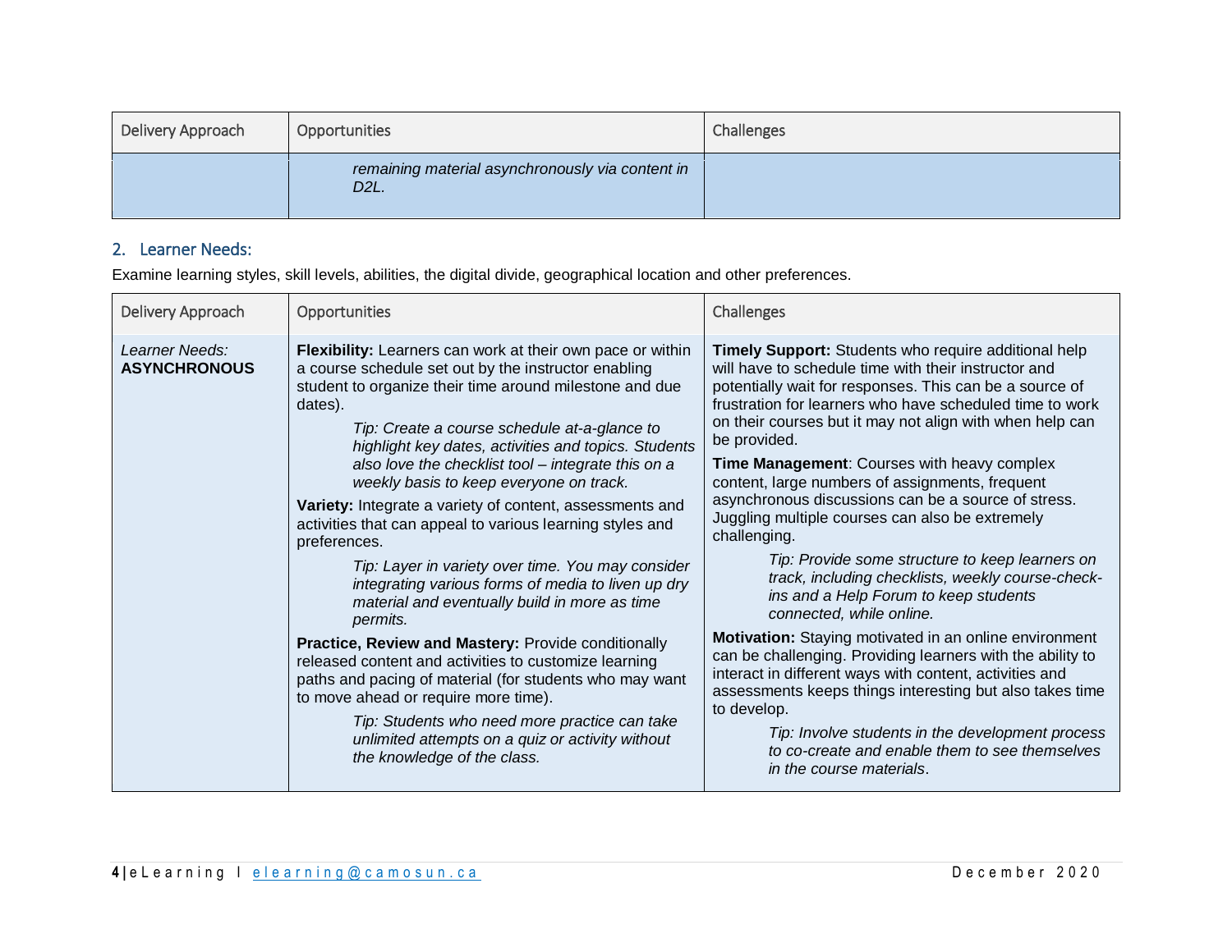| Delivery Approach | Opportunities | Challenges |
|---|---|---|
| | *remaining material asynchronously via content in D2L.* | |

## 2. Learner Needs:

Examine learning styles, skill levels, abilities, the digital divide, geographical location and other preferences.

| Delivery Approach | Opportunities | Challenges |
|---|---|---|
| *Learner Needs:* **ASYNCHRONOUS** | **Flexibility:** Learners can work at their own pace or within a course schedule set out by the instructor enabling student to organize their time around milestone and due dates).<br><br>*Tip: Create a course schedule at-a-glance to highlight key dates, activities and topics. Students also love the checklist tool – integrate this on a weekly basis to keep everyone on track.*<br><br>**Variety:** Integrate a variety of content, assessments and activities that can appeal to various learning styles and preferences.<br><br>*Tip: Layer in variety over time. You may consider integrating various forms of media to liven up dry material and eventually build in more as time permits.*<br><br>**Practice, Review and Mastery:** Provide conditionally released content and activities to customize learning paths and pacing of material (for students who may want to move ahead or require more time).<br><br>*Tip: Students who need more practice can take unlimited attempts on a quiz or activity without the knowledge of the class.* | **Timely Support:** Students who require additional help will have to schedule time with their instructor and potentially wait for responses. This can be a source of frustration for learners who have scheduled time to work on their courses but it may not align with when help can be provided.<br><br>**Time Management**: Courses with heavy complex content, large numbers of assignments, frequent asynchronous discussions can be a source of stress. Juggling multiple courses can also be extremely challenging.<br><br>*Tip: Provide some structure to keep learners on track, including checklists, weekly course-check-ins and a Help Forum to keep students connected, while online.*<br><br>**Motivation:** Staying motivated in an online environment can be challenging. Providing learners with the ability to interact in different ways with content, activities and assessments keeps things interesting but also takes time to develop.<br><br>*Tip: Involve students in the development process to co-create and enable them to see themselves in the course materials*. |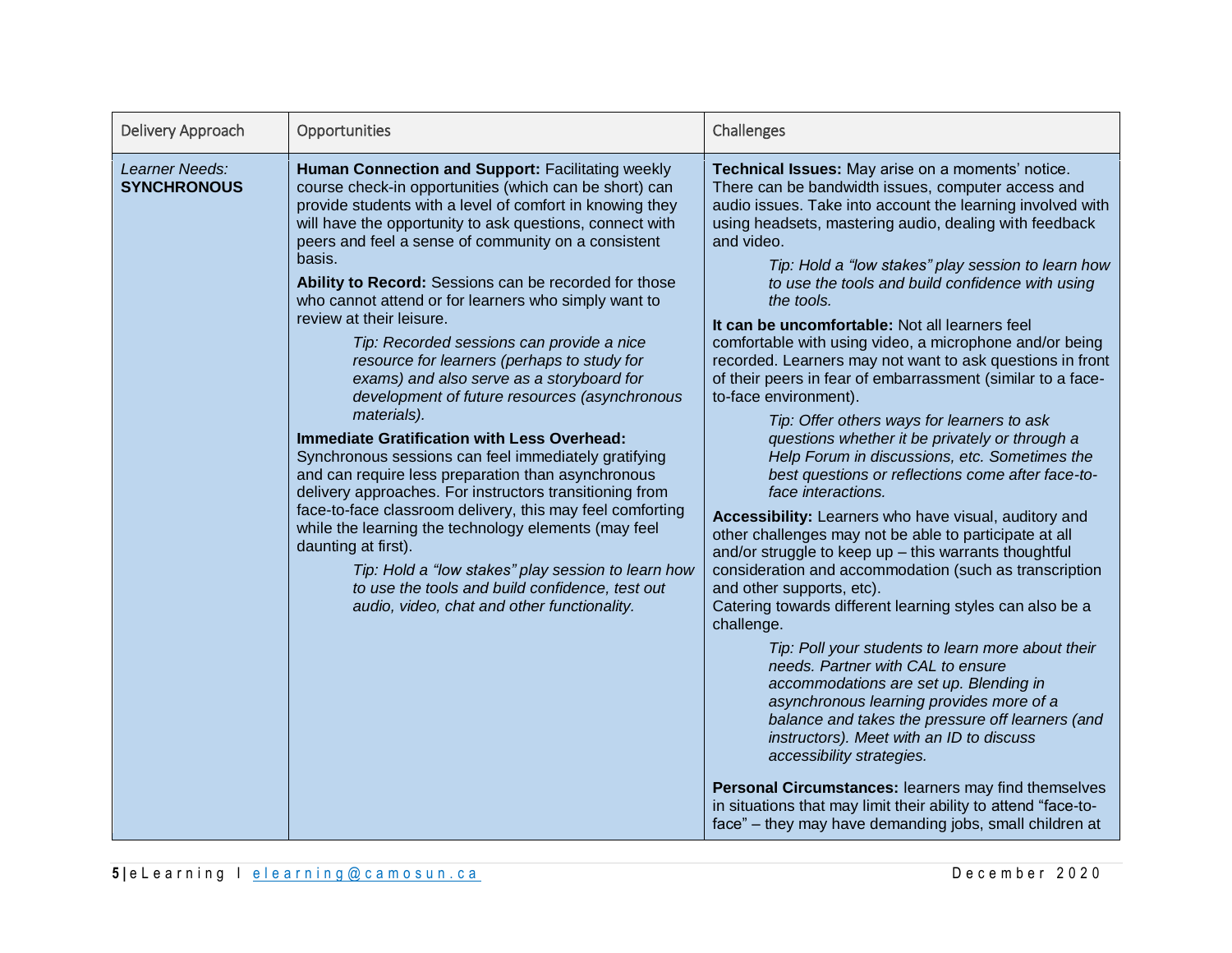| Delivery Approach | Opportunities | Challenges |
| --- | --- | --- |
| *Learner Needs:* **SYNCHRONOUS** | **Human Connection and Support:** Facilitating weekly course check-in opportunities (which can be short) can provide students with a level of comfort in knowing they will have the opportunity to ask questions, connect with peers and feel a sense of community on a consistent basis.<br>**Ability to Record:** Sessions can be recorded for those who cannot attend or for learners who simply want to review at their leisure.<br>*Tip: Recorded sessions can provide a nice resource for learners (perhaps to study for exams) and also serve as a storyboard for development of future resources (asynchronous materials).*<br>**Immediate Gratification with Less Overhead:** Synchronous sessions can feel immediately gratifying and can require less preparation than asynchronous delivery approaches. For instructors transitioning from face-to-face classroom delivery, this may feel comforting while the learning the technology elements (may feel daunting at first).<br>*Tip: Hold a "low stakes" play session to learn how to use the tools and build confidence, test out audio, video, chat and other functionality.* | **Technical Issues:** May arise on a moments' notice. There can be bandwidth issues, computer access and audio issues. Take into account the learning involved with using headsets, mastering audio, dealing with feedback and video.<br>*Tip: Hold a "low stakes" play session to learn how to use the tools and build confidence with using the tools.*<br>**It can be uncomfortable:** Not all learners feel comfortable with using video, a microphone and/or being recorded. Learners may not want to ask questions in front of their peers in fear of embarrassment (similar to a face-to-face environment).<br>*Tip: Offer others ways for learners to ask questions whether it be privately or through a Help Forum in discussions, etc. Sometimes the best questions or reflections come after face-to-face interactions.*<br>**Accessibility:** Learners who have visual, auditory and other challenges may not be able to participate at all and/or struggle to keep up – this warrants thoughtful consideration and accommodation (such as transcription and other supports, etc).<br>Catering towards different learning styles can also be a challenge.<br>*Tip: Poll your students to learn more about their needs. Partner with CAL to ensure accommodations are set up. Blending in asynchronous learning provides more of a balance and takes the pressure off learners (and instructors). Meet with an ID to discuss accessibility strategies.*<br>**Personal Circumstances:** learners may find themselves in situations that may limit their ability to attend "face-to-face" – they may have demanding jobs, small children at |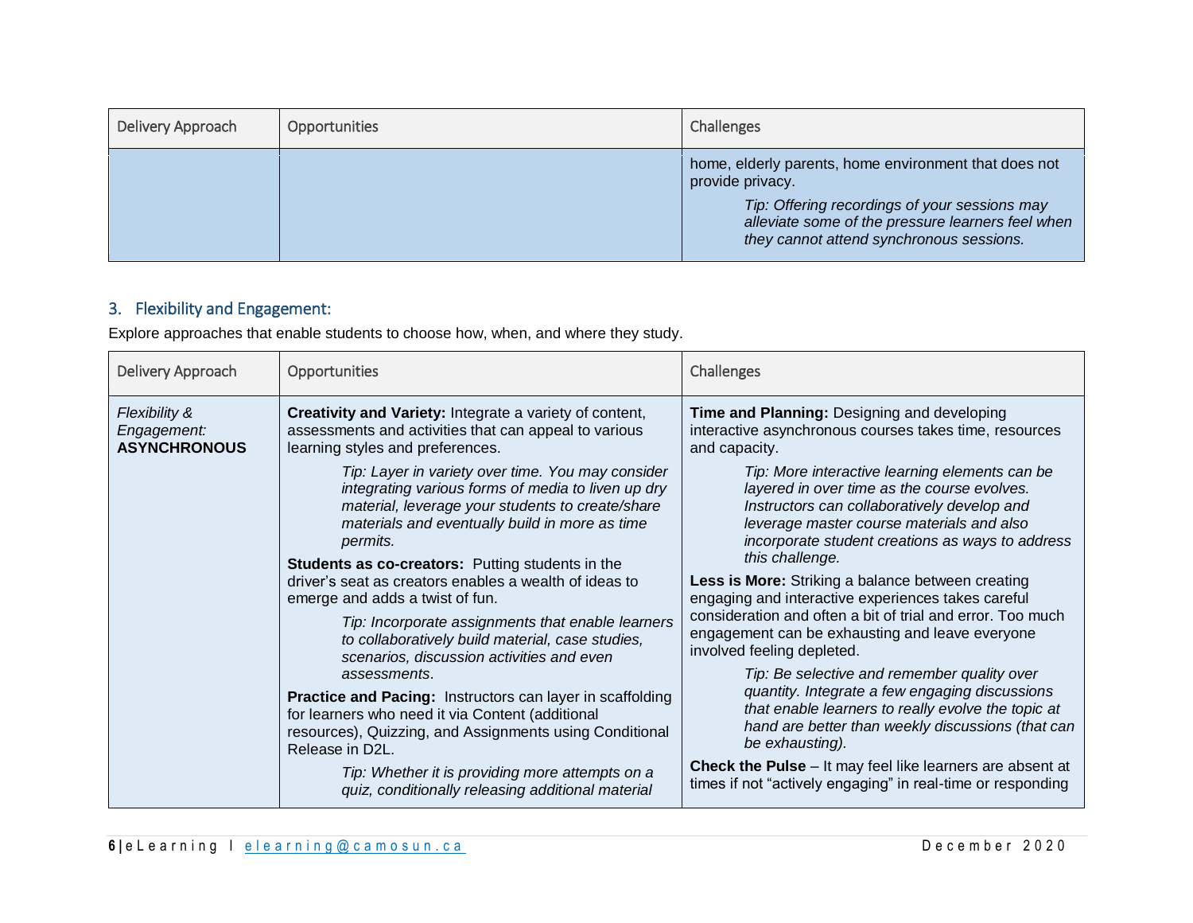| Delivery Approach | Opportunities | Challenges |
| --- | --- | --- |
| | | home, elderly parents, home environment that does not provide privacy. *Tip: Offering recordings of your sessions may alleviate some of the pressure learners feel when they cannot attend synchronous sessions.* |

## 3. Flexibility and Engagement:

Explore approaches that enable students to choose how, when, and where they study.

| Delivery Approach | Opportunities | Challenges |
| --- | --- | --- |
| *Flexibility & Engagement:* **ASYNCHRONOUS** | **Creativity and Variety:** Integrate a variety of content, assessments and activities that can appeal to various learning styles and preferences. *Tip: Layer in variety over time. You may consider integrating various forms of media to liven up dry material, leverage your students to create/share materials and eventually build in more as time permits.* **Students as co-creators:** Putting students in the driver's seat as creators enables a wealth of ideas to emerge and adds a twist of fun. *Tip: Incorporate assignments that enable learners to collaboratively build material, case studies, scenarios, discussion activities and even assessments*. **Practice and Pacing:** Instructors can layer in scaffolding for learners who need it via Content (additional resources), Quizzing, and Assignments using Conditional Release in D2L. *Tip: Whether it is providing more attempts on a quiz, conditionally releasing additional material* | **Time and Planning:** Designing and developing interactive asynchronous courses takes time, resources and capacity. *Tip: More interactive learning elements can be layered in over time as the course evolves. Instructors can collaboratively develop and leverage master course materials and also incorporate student creations as ways to address this challenge.* **Less is More:** Striking a balance between creating engaging and interactive experiences takes careful consideration and often a bit of trial and error. Too much engagement can be exhausting and leave everyone involved feeling depleted. *Tip: Be selective and remember quality over quantity. Integrate a few engaging discussions that enable learners to really evolve the topic at hand are better than weekly discussions (that can be exhausting).* **Check the Pulse** – It may feel like learners are absent at times if not "actively engaging" in real-time or responding |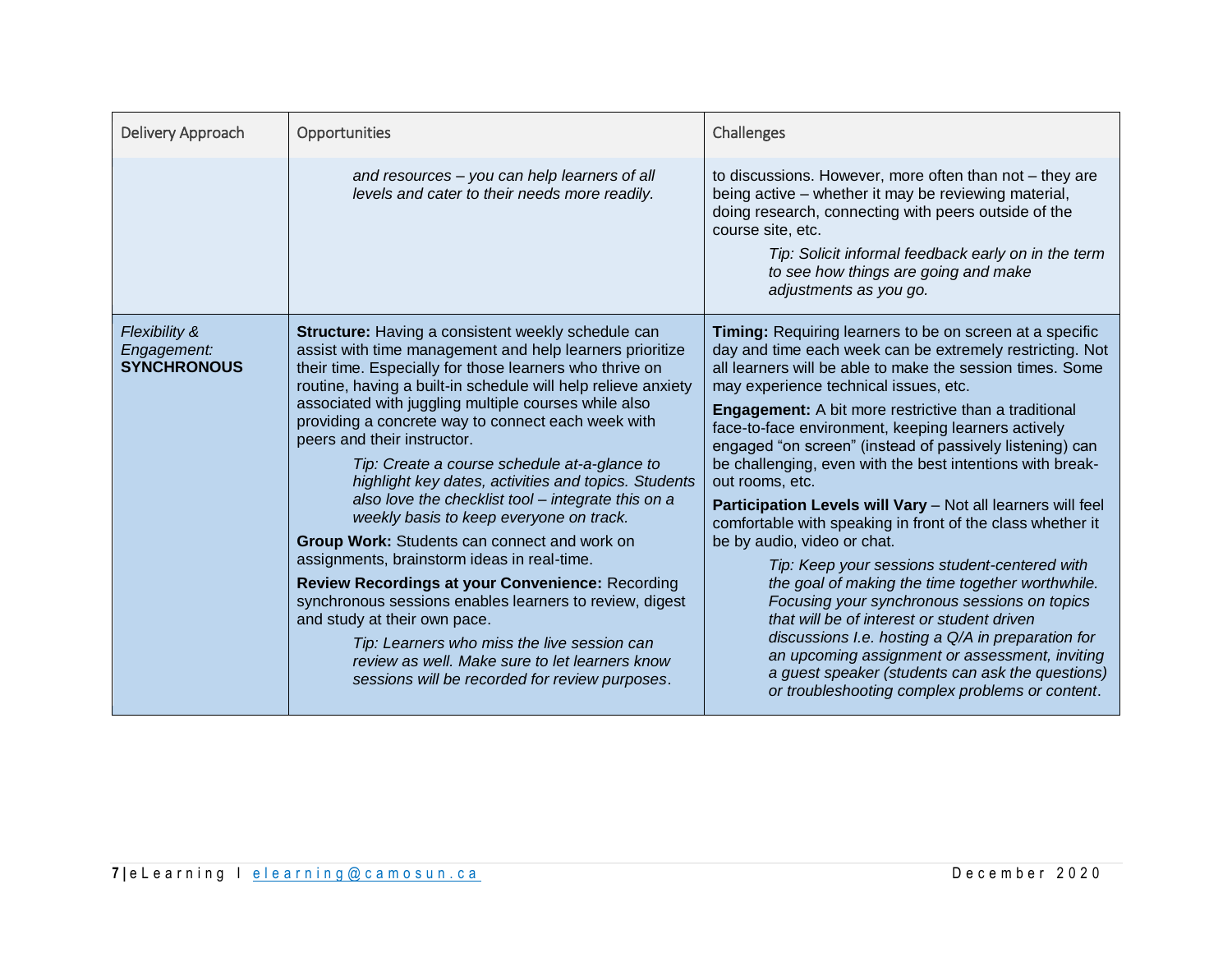| Delivery Approach | Opportunities | Challenges |
| --- | --- | --- |
| | *and resources – you can help learners of all levels and cater to their needs more readily.* | to discussions. However, more often than not – they are being active – whether it may be reviewing material, doing research, connecting with peers outside of the course site, etc.<br><br>*Tip: Solicit informal feedback early on in the term to see how things are going and make adjustments as you go.* |
| *Flexibility & Engagement:* **SYNCHRONOUS** | **Structure:** Having a consistent weekly schedule can assist with time management and help learners prioritize their time. Especially for those learners who thrive on routine, having a built-in schedule will help relieve anxiety associated with juggling multiple courses while also providing a concrete way to connect each week with peers and their instructor.<br><br>*Tip: Create a course schedule at-a-glance to highlight key dates, activities and topics. Students also love the checklist tool – integrate this on a weekly basis to keep everyone on track.*<br><br>**Group Work:** Students can connect and work on assignments, brainstorm ideas in real-time.<br><br>**Review Recordings at your Convenience:** Recording synchronous sessions enables learners to review, digest and study at their own pace.<br><br>*Tip: Learners who miss the live session can review as well. Make sure to let learners know sessions will be recorded for review purposes*. | **Timing:** Requiring learners to be on screen at a specific day and time each week can be extremely restricting. Not all learners will be able to make the session times. Some may experience technical issues, etc.<br><br>**Engagement:** A bit more restrictive than a traditional face-to-face environment, keeping learners actively engaged "on screen" (instead of passively listening) can be challenging, even with the best intentions with break-out rooms, etc.<br><br>**Participation Levels will Vary** – Not all learners will feel comfortable with speaking in front of the class whether it be by audio, video or chat.<br><br>*Tip: Keep your sessions student-centered with the goal of making the time together worthwhile. Focusing your synchronous sessions on topics that will be of interest or student driven discussions I.e. hosting a Q/A in preparation for an upcoming assignment or assessment, inviting a guest speaker (students can ask the questions) or troubleshooting complex problems or content*. |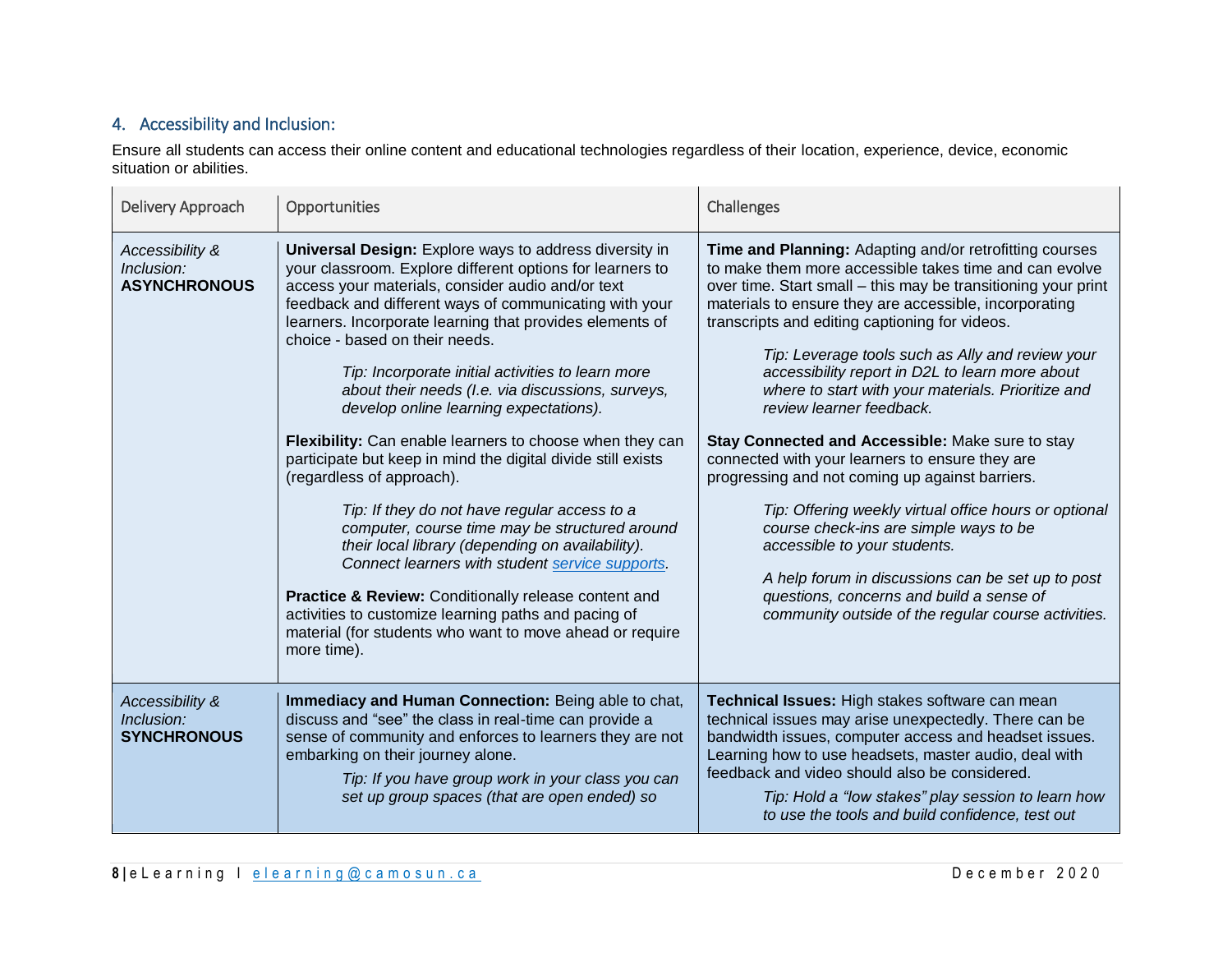## 4. Accessibility and Inclusion:

Ensure all students can access their online content and educational technologies regardless of their location, experience, device, economic situation or abilities.

| Delivery Approach | Opportunities | Challenges |
|---|---|---|
| *Accessibility & Inclusion:* **ASYNCHRONOUS** | **Universal Design:** Explore ways to address diversity in your classroom. Explore different options for learners to access your materials, consider audio and/or text feedback and different ways of communicating with your learners. Incorporate learning that provides elements of choice - based on their needs.<br><br>*Tip: Incorporate initial activities to learn more about their needs (I.e. via discussions, surveys, develop online learning expectations).*<br><br>**Flexibility:** Can enable learners to choose when they can participate but keep in mind the digital divide still exists (regardless of approach).<br><br>*Tip: If they do not have regular access to a computer, course time may be structured around their local library (depending on availability). Connect learners with student service supports.*<br><br>**Practice & Review:** Conditionally release content and activities to customize learning paths and pacing of material (for students who want to move ahead or require more time). | **Time and Planning:** Adapting and/or retrofitting courses to make them more accessible takes time and can evolve over time. Start small – this may be transitioning your print materials to ensure they are accessible, incorporating transcripts and editing captioning for videos.<br><br>*Tip: Leverage tools such as Ally and review your accessibility report in D2L to learn more about where to start with your materials. Prioritize and review learner feedback.*<br><br>**Stay Connected and Accessible:** Make sure to stay connected with your learners to ensure they are progressing and not coming up against barriers.<br><br>*Tip: Offering weekly virtual office hours or optional course check-ins are simple ways to be accessible to your students.*<br><br>*A help forum in discussions can be set up to post questions, concerns and build a sense of community outside of the regular course activities.* |
| *Accessibility & Inclusion:* **SYNCHRONOUS** | **Immediacy and Human Connection:** Being able to chat, discuss and "see" the class in real-time can provide a sense of community and enforces to learners they are not embarking on their journey alone.<br><br>*Tip: If you have group work in your class you can set up group spaces (that are open ended) so* | **Technical Issues:** High stakes software can mean technical issues may arise unexpectedly. There can be bandwidth issues, computer access and headset issues. Learning how to use headsets, master audio, deal with feedback and video should also be considered.<br><br>*Tip: Hold a "low stakes" play session to learn how to use the tools and build confidence, test out* |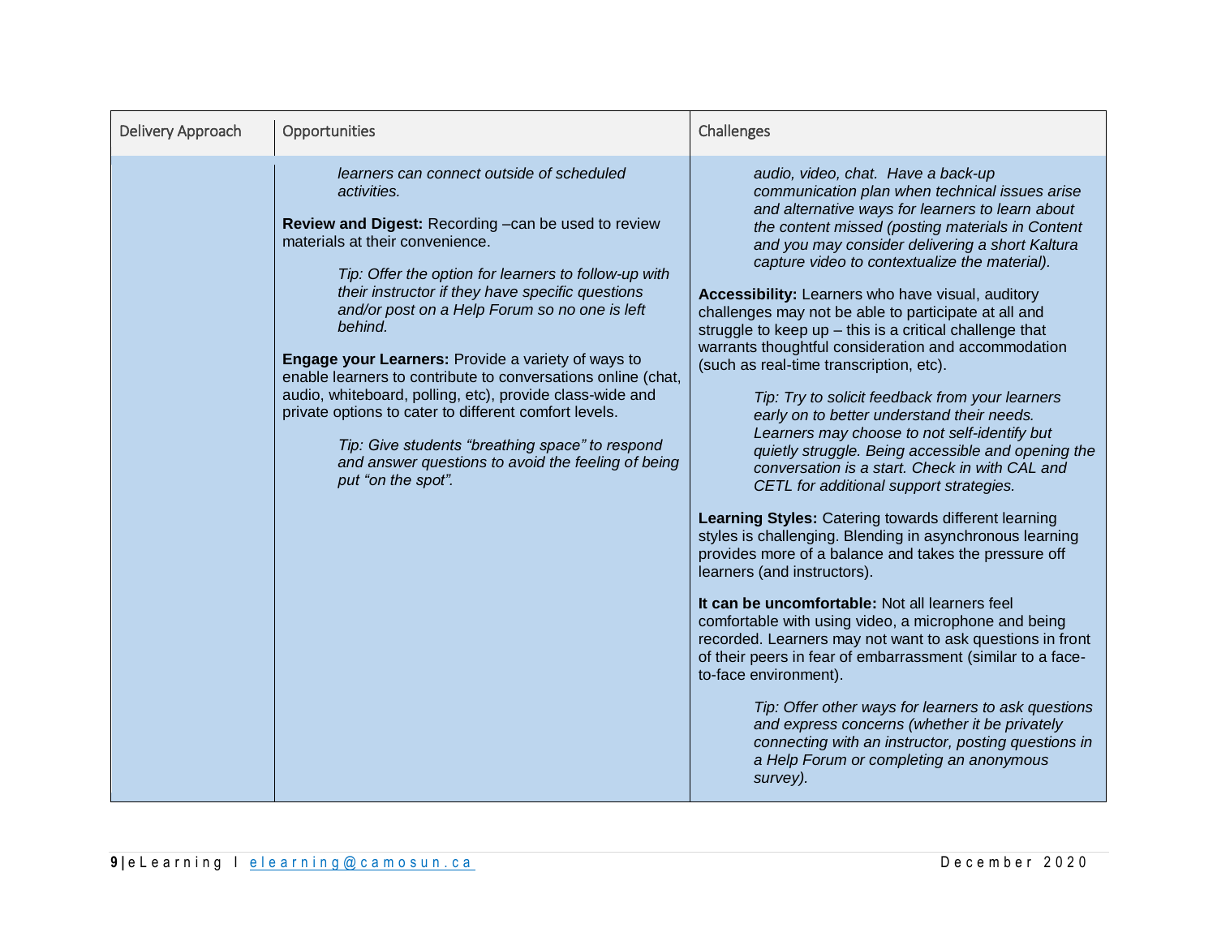| Delivery Approach | Opportunities | Challenges |
|---|---|---|
| | *learners can connect outside of scheduled activities.*<br><br>**Review and Digest:** Recording –can be used to review materials at their convenience.<br><br>*Tip: Offer the option for learners to follow-up with their instructor if they have specific questions and/or post on a Help Forum so no one is left behind.*<br><br>**Engage your Learners:** Provide a variety of ways to enable learners to contribute to conversations online (chat, audio, whiteboard, polling, etc), provide class-wide and private options to cater to different comfort levels.<br><br>*Tip: Give students "breathing space" to respond and answer questions to avoid the feeling of being put "on the spot".* | *audio, video, chat. Have a back-up communication plan when technical issues arise and alternative ways for learners to learn about the content missed (posting materials in Content and you may consider delivering a short Kaltura capture video to contextualize the material).*<br><br>**Accessibility:** Learners who have visual, auditory challenges may not be able to participate at all and struggle to keep up – this is a critical challenge that warrants thoughtful consideration and accommodation (such as real-time transcription, etc).<br><br>*Tip: Try to solicit feedback from your learners early on to better understand their needs. Learners may choose to not self-identify but quietly struggle. Being accessible and opening the conversation is a start. Check in with CAL and CETL for additional support strategies.*<br><br>**Learning Styles:** Catering towards different learning styles is challenging. Blending in asynchronous learning provides more of a balance and takes the pressure off learners (and instructors).<br><br>**It can be uncomfortable:** Not all learners feel comfortable with using video, a microphone and being recorded. Learners may not want to ask questions in front of their peers in fear of embarrassment (similar to a face-to-face environment).<br><br>*Tip: Offer other ways for learners to ask questions and express concerns (whether it be privately connecting with an instructor, posting questions in a Help Forum or completing an anonymous survey).* |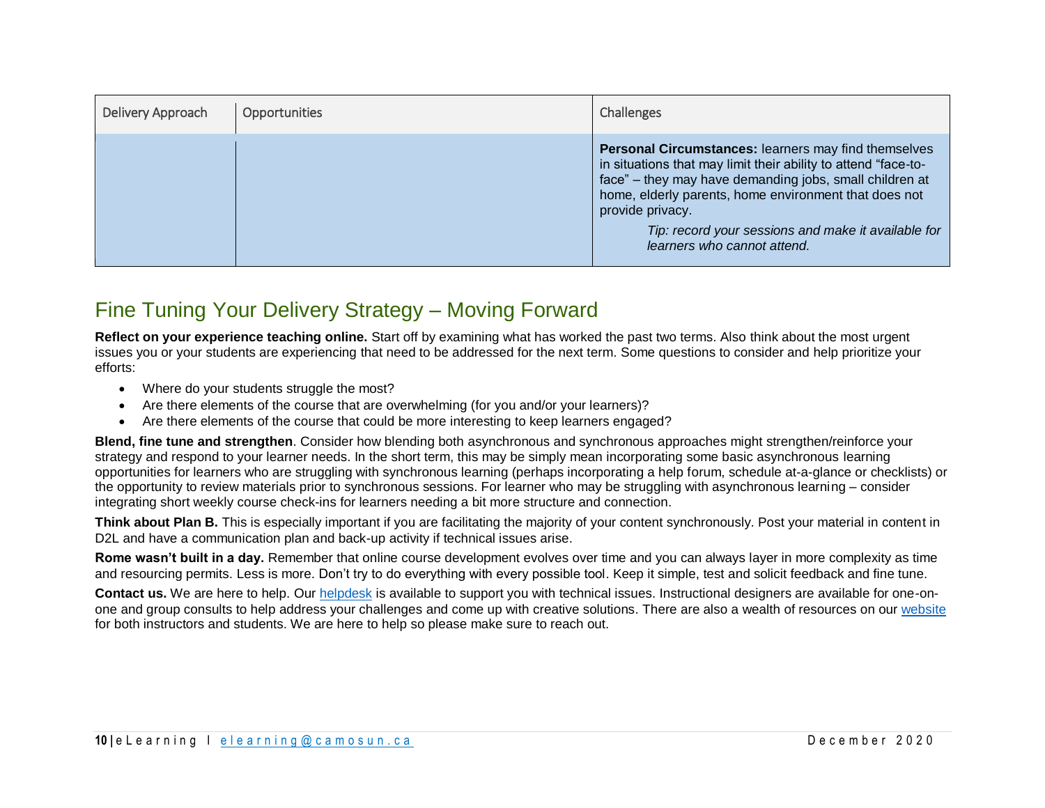| Delivery Approach | Opportunities | Challenges |
|---|---|---|
| | | **Personal Circumstances:** learners may find themselves in situations that may limit their ability to attend "face-to-face" – they may have demanding jobs, small children at home, elderly parents, home environment that does not provide privacy. *Tip: record your sessions and make it available for learners who cannot attend.* |

## Fine Tuning Your Delivery Strategy – Moving Forward

**Reflect on your experience teaching online.** Start off by examining what has worked the past two terms. Also think about the most urgent issues you or your students are experiencing that need to be addressed for the next term. Some questions to consider and help prioritize your efforts:

- Where do your students struggle the most?
- Are there elements of the course that are overwhelming (for you and/or your learners)?
- Are there elements of the course that could be more interesting to keep learners engaged?

**Blend, fine tune and strengthen**. Consider how blending both asynchronous and synchronous approaches might strengthen/reinforce your strategy and respond to your learner needs. In the short term, this may be simply mean incorporating some basic asynchronous learning opportunities for learners who are struggling with synchronous learning (perhaps incorporating a help forum, schedule at-a-glance or checklists) or the opportunity to review materials prior to synchronous sessions. For learner who may be struggling with asynchronous learning – consider integrating short weekly course check-ins for learners needing a bit more structure and connection.

**Think about Plan B.** This is especially important if you are facilitating the majority of your content synchronously. Post your material in content in D2L and have a communication plan and back-up activity if technical issues arise.

**Rome wasn't built in a day.** Remember that online course development evolves over time and you can always layer in more complexity as time and resourcing permits. Less is more. Don't try to do everything with every possible tool. Keep it simple, test and solicit feedback and fine tune.

**Contact us.** We are here to help. Our helpdesk is available to support you with technical issues. Instructional designers are available for one-on-one and group consults to help address your challenges and come up with creative solutions. There are also a wealth of resources on our website for both instructors and students. We are here to help so please make sure to reach out.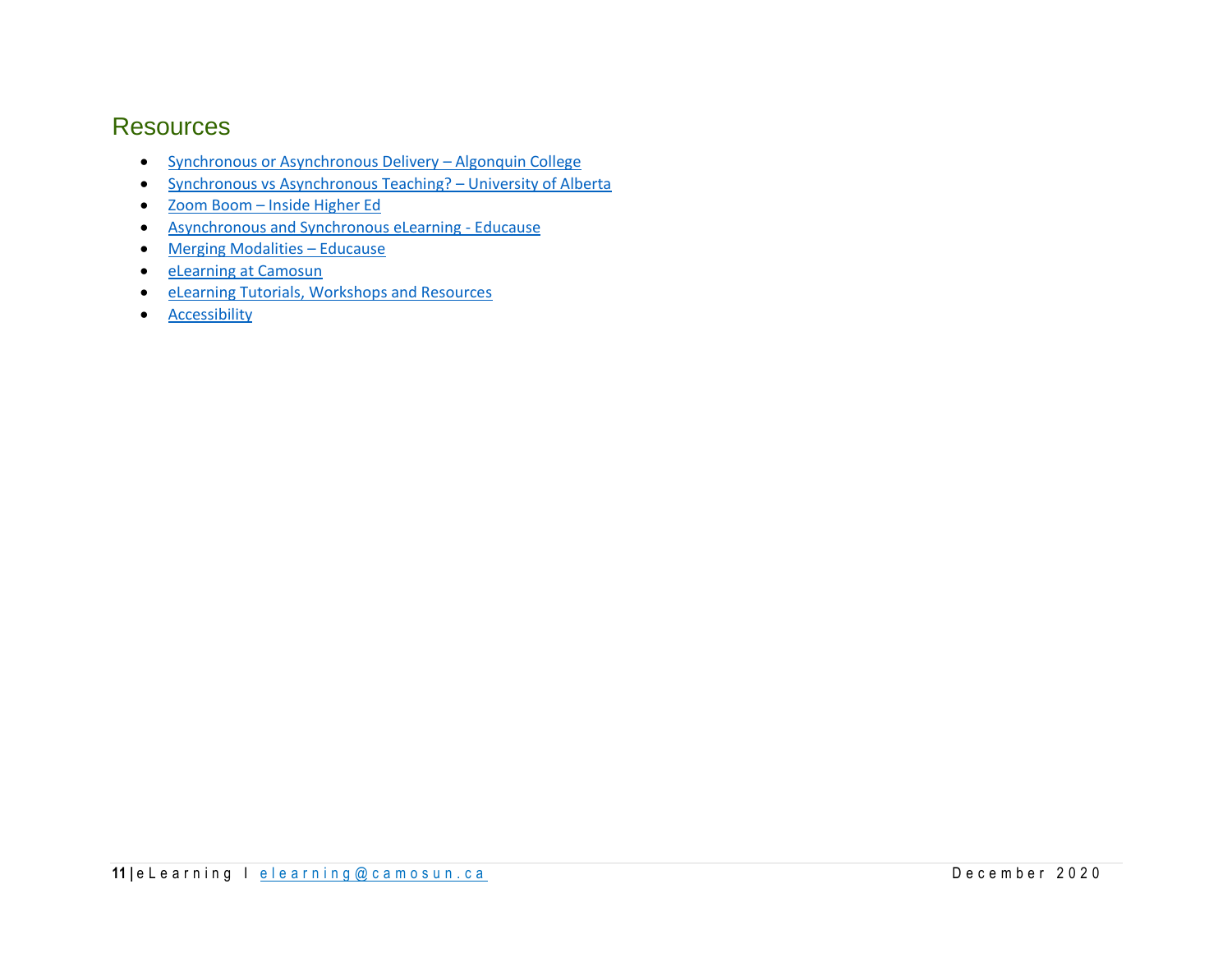## Resources

- Synchronous or Asynchronous Delivery – Algonquin College
- Synchronous vs Asynchronous Teaching? – University of Alberta
- Zoom Boom – Inside Higher Ed
- Asynchronous and Synchronous eLearning - Educause
- Merging Modalities – Educause
- eLearning at Camosun
- eLearning Tutorials, Workshops and Resources
- Accessibility